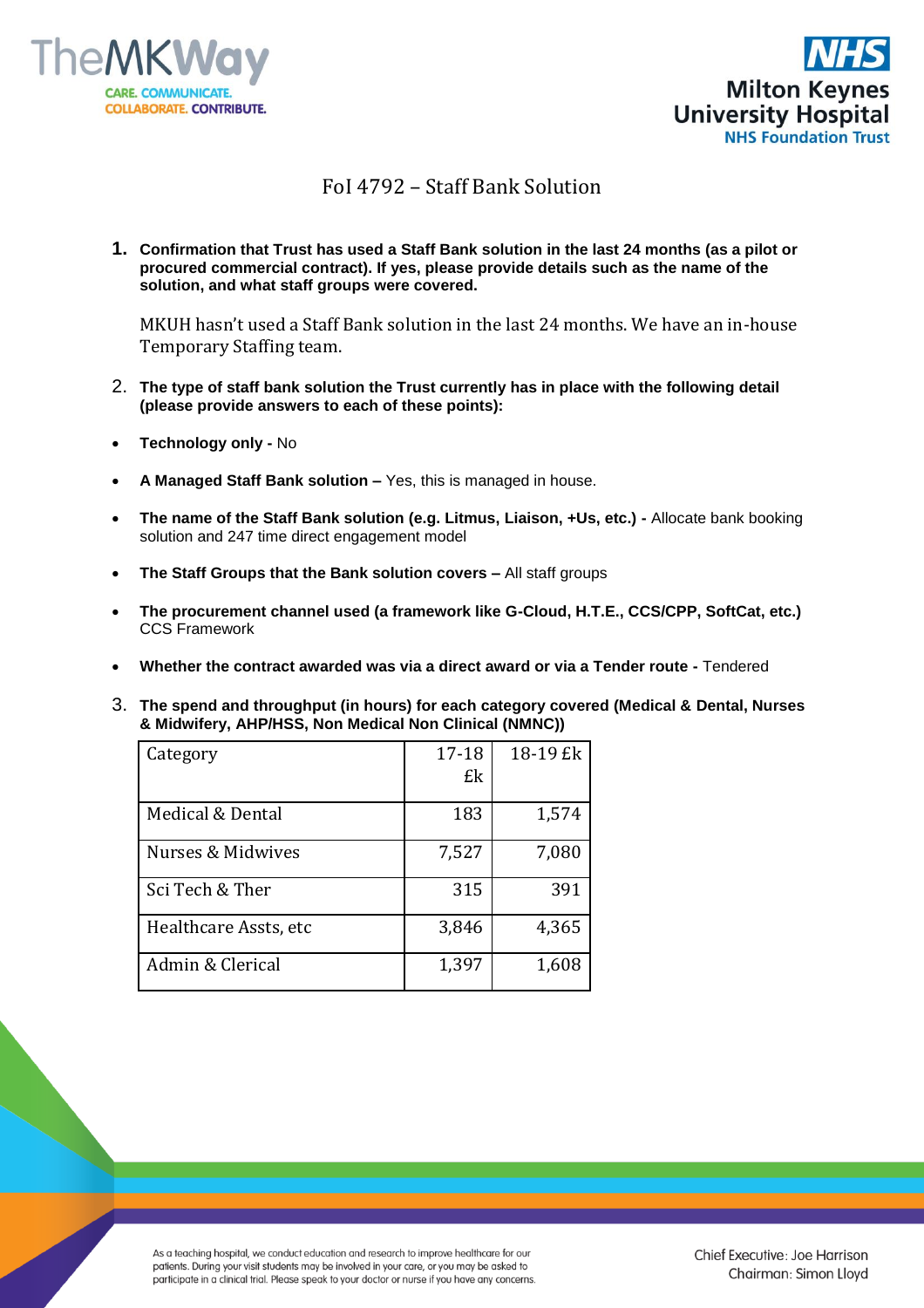# FoI 4792 – Staff Bank Solution

1. **Confirmation that Trust has used a Staff Bank solution in the last 24 months (as a pilot or procured commercial contract). If yes, please provide details such as the name of the solution, and what staff groups were covered.**

   MKUH hasn't used a Staff Bank solution in the last 24 months. We have an in-house Temporary Staffing team.

2. **The type of staff bank solution the Trust currently has in place with the following detail (please provide answers to each of these points):**

- **Technology only -** No
- **A Managed Staff Bank solution –** Yes, this is managed in house.
- **The name of the Staff Bank solution (e.g. Litmus, Liaison, +Us, etc.) -** Allocate bank booking solution and 247 time direct engagement model
- **The Staff Groups that the Bank solution covers –** All staff groups
- **The procurement channel used (a framework like G-Cloud, H.T.E., CCS/CPP, SoftCat, etc.)** CCS Framework
- **Whether the contract awarded was via a direct award or via a Tender route -** Tendered

3. **The spend and throughput (in hours) for each category covered (Medical & Dental, Nurses & Midwifery, AHP/HSS, Non Medical Non Clinical (NMNC))**

| Category | 17-18 £k | 18-19 £k |
|---|---|---|
| Medical & Dental | 183 | 1,574 |
| Nurses & Midwives | 7,527 | 7,080 |
| Sci Tech & Ther | 315 | 391 |
| Healthcare Assts, etc | 3,846 | 4,365 |
| Admin & Clerical | 1,397 | 1,608 |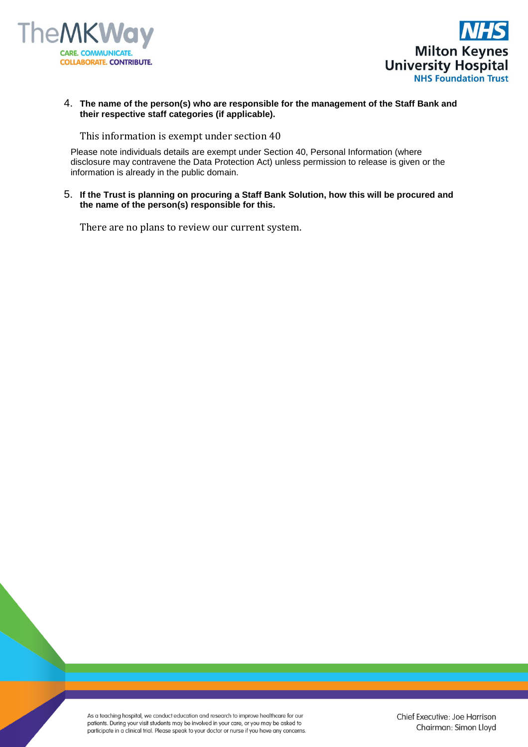4. **The name of the person(s) who are responsible for the management of the Staff Bank and their respective staff categories (if applicable).**

   This information is exempt under section 40

   Please note individuals details are exempt under Section 40, Personal Information (where disclosure may contravene the Data Protection Act) unless permission to release is given or the information is already in the public domain.

5. **If the Trust is planning on procuring a Staff Bank Solution, how this will be procured and the name of the person(s) responsible for this.**

   There are no plans to review our current system.